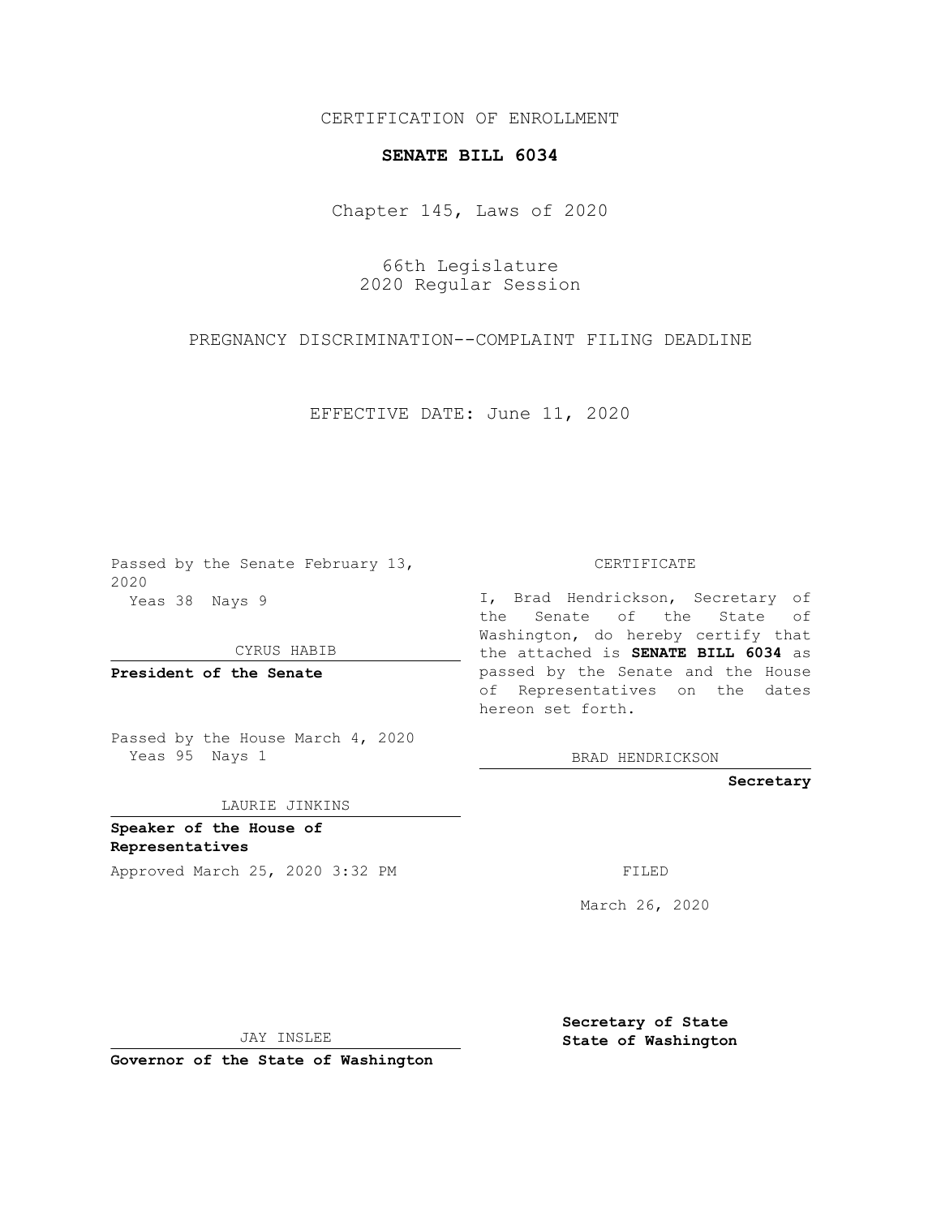CERTIFICATION OF ENROLLMENT

**SENATE BILL 6034**

Chapter 145, Laws of 2020

66th Legislature
2020 Regular Session

PREGNANCY DISCRIMINATION--COMPLAINT FILING DEADLINE

EFFECTIVE DATE: June 11, 2020

Passed by the Senate February 13, 2020
Yeas 38 Nays 9

CYRUS HABIB

**President of the Senate**

Passed by the House March 4, 2020
Yeas 95 Nays 1

LAURIE JINKINS

**Speaker of the House of Representatives**

Approved March 25, 2020 3:32 PM

JAY INSLEE

**Governor of the State of Washington**

CERTIFICATE

I, Brad Hendrickson, Secretary of the Senate of the State of Washington, do hereby certify that the attached is **SENATE BILL 6034** as passed by the Senate and the House of Representatives on the dates hereon set forth.

BRAD HENDRICKSON

**Secretary**

FILED

March 26, 2020

**Secretary of State**
**State of Washington**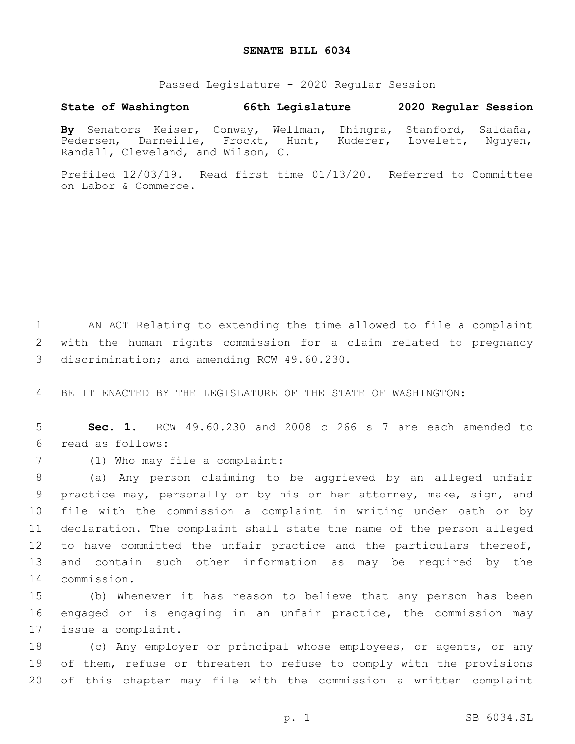**SENATE BILL 6034**

Passed Legislature - 2020 Regular Session

**State of Washington 66th Legislature 2020 Regular Session**

**By** Senators Keiser, Conway, Wellman, Dhingra, Stanford, Saldaña, Pedersen, Darneille, Frockt, Hunt, Kuderer, Lovelett, Nguyen, Randall, Cleveland, and Wilson, C.

Prefiled 12/03/19. Read first time 01/13/20. Referred to Committee on Labor & Commerce.

1 AN ACT Relating to extending the time allowed to file a complaint
2 with the human rights commission for a claim related to pregnancy
3 discrimination; and amending RCW 49.60.230.

4 BE IT ENACTED BY THE LEGISLATURE OF THE STATE OF WASHINGTON:

5 **Sec. 1.** RCW 49.60.230 and 2008 c 266 s 7 are each amended to
6 read as follows:

7 (1) Who may file a complaint:

8 (a) Any person claiming to be aggrieved by an alleged unfair
9 practice may, personally or by his or her attorney, make, sign, and
10 file with the commission a complaint in writing under oath or by
11 declaration. The complaint shall state the name of the person alleged
12 to have committed the unfair practice and the particulars thereof,
13 and contain such other information as may be required by the
14 commission.

15 (b) Whenever it has reason to believe that any person has been
16 engaged or is engaging in an unfair practice, the commission may
17 issue a complaint.

18 (c) Any employer or principal whose employees, or agents, or any
19 of them, refuse or threaten to refuse to comply with the provisions
20 of this chapter may file with the commission a written complaint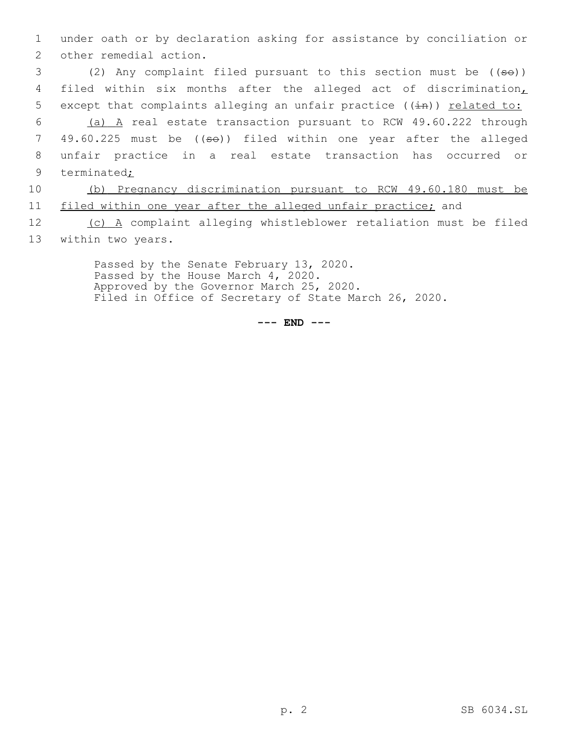under oath or by declaration asking for assistance by conciliation or other remedial action.

(2) Any complaint filed pursuant to this section must be ((~~so~~)) filed within six months after the alleged act of discrimination, except that complaints alleging an unfair practice ((~~in~~)) related to:

(a) A real estate transaction pursuant to RCW 49.60.222 through 49.60.225 must be ((~~so~~)) filed within one year after the alleged unfair practice in a real estate transaction has occurred or terminated;

(b) Pregnancy discrimination pursuant to RCW 49.60.180 must be filed within one year after the alleged unfair practice; and

(c) A complaint alleging whistleblower retaliation must be filed within two years.

Passed by the Senate February 13, 2020.
Passed by the House March 4, 2020.
Approved by the Governor March 25, 2020.
Filed in Office of Secretary of State March 26, 2020.

**--- END ---**